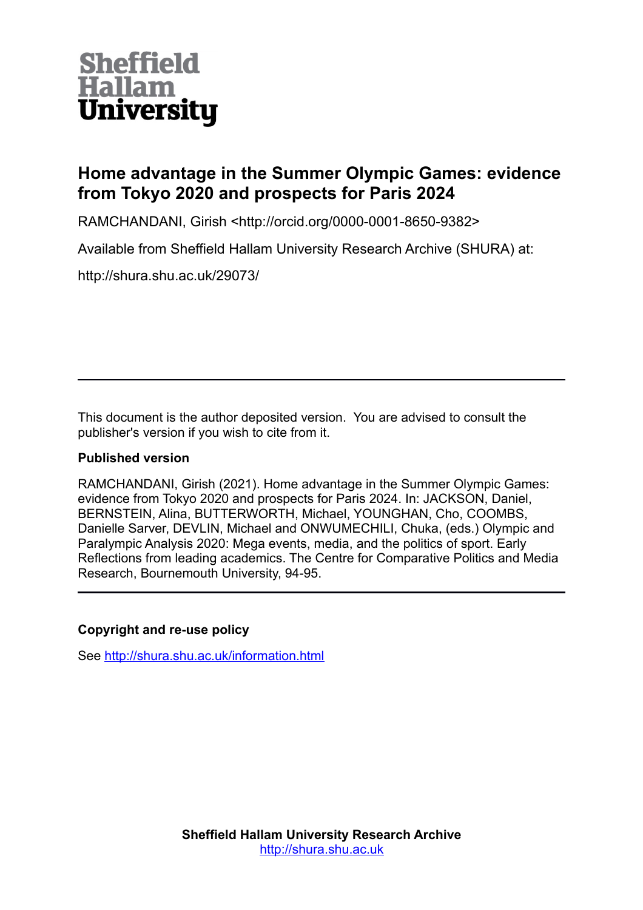Sheffield Hallam University

# Home advantage in the Summer Olympic Games: evidence from Tokyo 2020 and prospects for Paris 2024

RAMCHANDANI, Girish <http://orcid.org/0000-0001-8650-9382>

Available from Sheffield Hallam University Research Archive (SHURA) at:

http://shura.shu.ac.uk/29073/

---

This document is the author deposited version. You are advised to consult the publisher's version if you wish to cite from it.

**Published version**

RAMCHANDANI, Girish (2021). Home advantage in the Summer Olympic Games: evidence from Tokyo 2020 and prospects for Paris 2024. In: JACKSON, Daniel, BERNSTEIN, Alina, BUTTERWORTH, Michael, YOUNGHAN, Cho, COOMBS, Danielle Sarver, DEVLIN, Michael and ONWUMECHILI, Chuka, (eds.) Olympic and Paralympic Analysis 2020: Mega events, media, and the politics of sport. Early Reflections from leading academics. The Centre for Comparative Politics and Media Research, Bournemouth University, 94-95.

---

**Copyright and re-use policy**

See http://shura.shu.ac.uk/information.html

**Sheffield Hallam University Research Archive**
http://shura.shu.ac.uk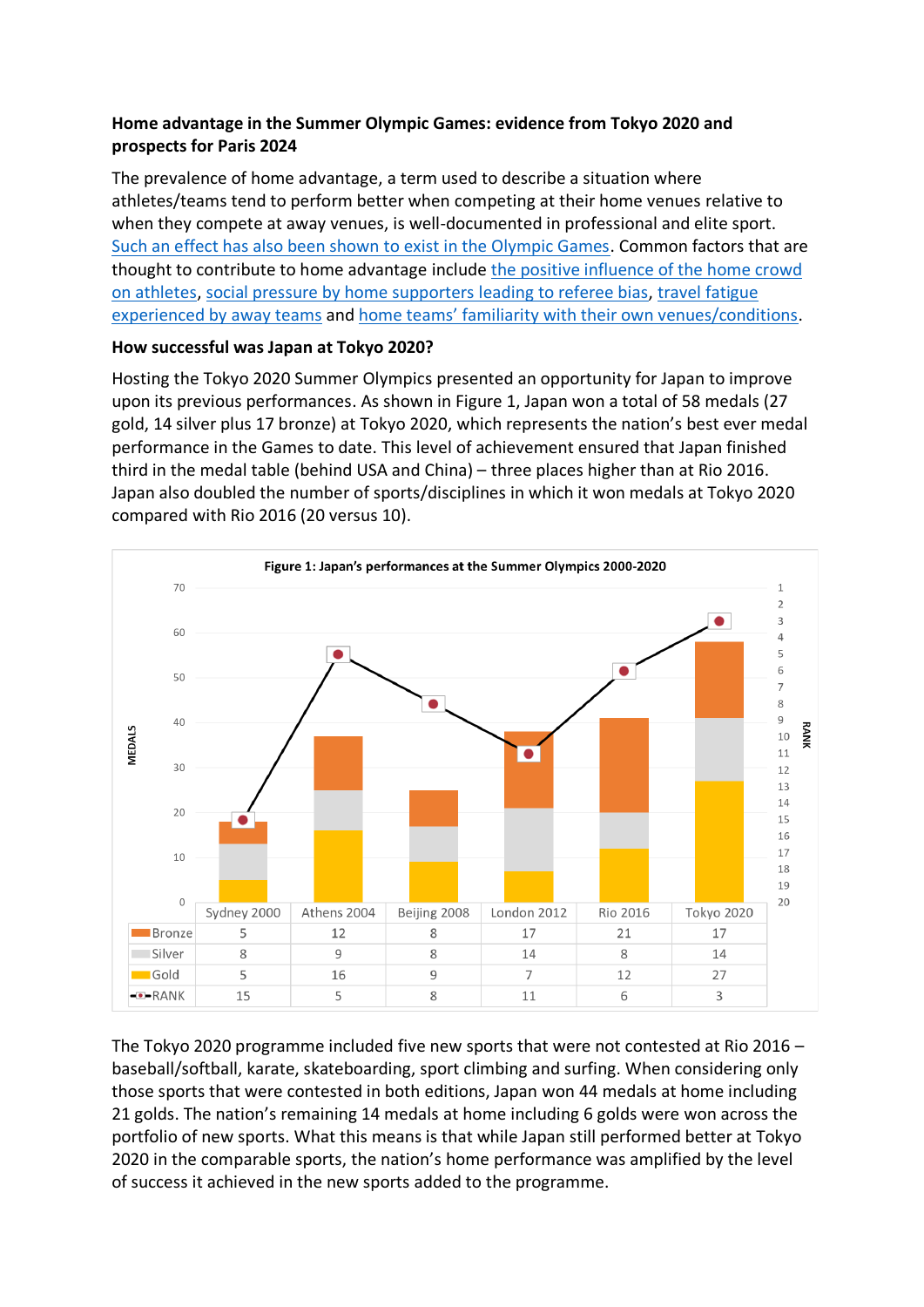**Home advantage in the Summer Olympic Games: evidence from Tokyo 2020 and prospects for Paris 2024**

The prevalence of home advantage, a term used to describe a situation where athletes/teams tend to perform better when competing at their home venues relative to when they compete at away venues, is well-documented in professional and elite sport. Such an effect has also been shown to exist in the Olympic Games. Common factors that are thought to contribute to home advantage include the positive influence of the home crowd on athletes, social pressure by home supporters leading to referee bias, travel fatigue experienced by away teams and home teams' familiarity with their own venues/conditions.

**How successful was Japan at Tokyo 2020?**

Hosting the Tokyo 2020 Summer Olympics presented an opportunity for Japan to improve upon its previous performances. As shown in Figure 1, Japan won a total of 58 medals (27 gold, 14 silver plus 17 bronze) at Tokyo 2020, which represents the nation's best ever medal performance in the Games to date. This level of achievement ensured that Japan finished third in the medal table (behind USA and China) – three places higher than at Rio 2016. Japan also doubled the number of sports/disciplines in which it won medals at Tokyo 2020 compared with Rio 2016 (20 versus 10).

**Figure 1: Japan's performances at the Summer Olympics 2000-2020**

| | Sydney 2000 | Athens 2004 | Beijing 2008 | London 2012 | Rio 2016 | Tokyo 2020 |
|---|---|---|---|---|---|---|
| Bronze | 5 | 12 | 8 | 17 | 21 | 17 |
| Silver | 8 | 9 | 8 | 14 | 8 | 14 |
| Gold | 5 | 16 | 9 | 7 | 12 | 27 |
| RANK | 15 | 5 | 8 | 11 | 6 | 3 |

The Tokyo 2020 programme included five new sports that were not contested at Rio 2016 – baseball/softball, karate, skateboarding, sport climbing and surfing. When considering only those sports that were contested in both editions, Japan won 44 medals at home including 21 golds. The nation's remaining 14 medals at home including 6 golds were won across the portfolio of new sports. What this means is that while Japan still performed better at Tokyo 2020 in the comparable sports, the nation's home performance was amplified by the level of success it achieved in the new sports added to the programme.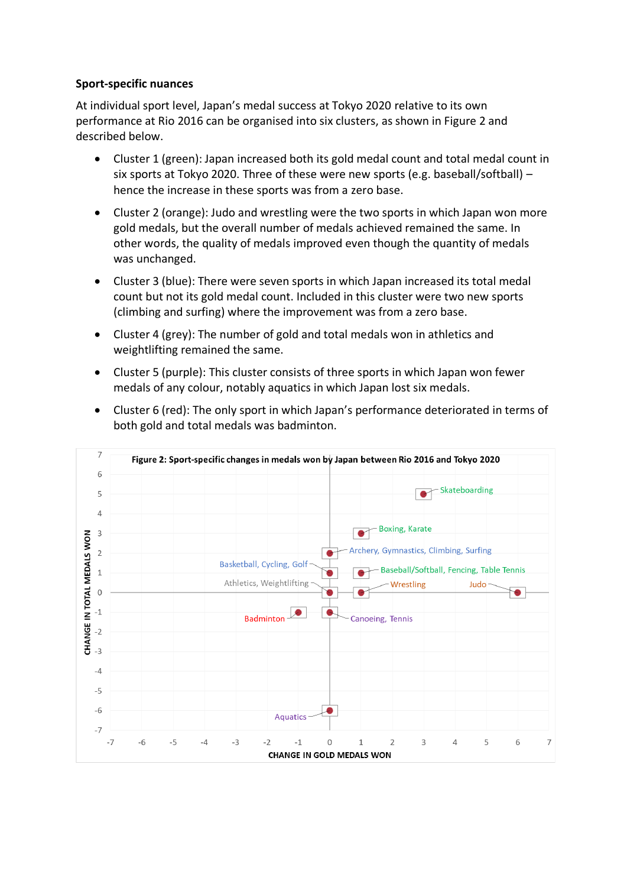**Sport-specific nuances**

At individual sport level, Japan's medal success at Tokyo 2020 relative to its own performance at Rio 2016 can be organised into six clusters, as shown in Figure 2 and described below.

- Cluster 1 (green): Japan increased both its gold medal count and total medal count in six sports at Tokyo 2020. Three of these were new sports (e.g. baseball/softball) – hence the increase in these sports was from a zero base.
- Cluster 2 (orange): Judo and wrestling were the two sports in which Japan won more gold medals, but the overall number of medals achieved remained the same. In other words, the quality of medals improved even though the quantity of medals was unchanged.
- Cluster 3 (blue): There were seven sports in which Japan increased its total medal count but not its gold medal count. Included in this cluster were two new sports (climbing and surfing) where the improvement was from a zero base.
- Cluster 4 (grey): The number of gold and total medals won in athletics and weightlifting remained the same.
- Cluster 5 (purple): This cluster consists of three sports in which Japan won fewer medals of any colour, notably aquatics in which Japan lost six medals.
- Cluster 6 (red): The only sport in which Japan's performance deteriorated in terms of both gold and total medals was badminton.

**Figure 2: Sport-specific changes in medals won by Japan between Rio 2016 and Tokyo 2020**

| Sport(s) | Change in gold medals won | Change in total medals won |
|---|---|---|
| Skateboarding | 3 | 5 |
| Boxing, Karate | 1 | 3 |
| Archery, Gymnastics, Climbing, Surfing | 0 | 2 |
| Basketball, Cycling, Golf | 0 | 1 |
| Baseball/Softball, Fencing, Table Tennis | 1 | 1 |
| Athletics, Weightlifting | 0 | 0 |
| Wrestling | 1 | 0 |
| Judo | 6 | 0 |
| Badminton | -1 | -1 |
| Canoeing, Tennis | 0 | -1 |
| Aquatics | 0 | -6 |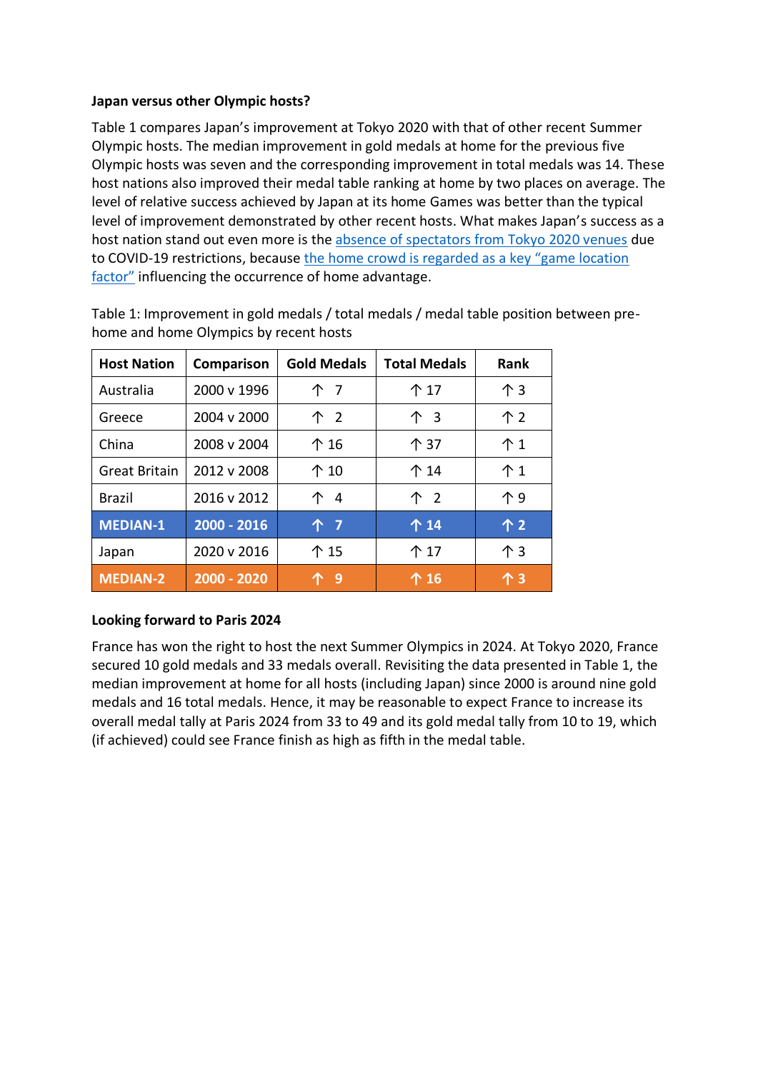**Japan versus other Olympic hosts?**

Table 1 compares Japan's improvement at Tokyo 2020 with that of other recent Summer Olympic hosts. The median improvement in gold medals at home for the previous five Olympic hosts was seven and the corresponding improvement in total medals was 14. These host nations also improved their medal table ranking at home by two places on average. The level of relative success achieved by Japan at its home Games was better than the typical level of improvement demonstrated by other recent hosts. What makes Japan's success as a host nation stand out even more is the absence of spectators from Tokyo 2020 venues due to COVID-19 restrictions, because the home crowd is regarded as a key "game location factor" influencing the occurrence of home advantage.

Table 1: Improvement in gold medals / total medals / medal table position between pre-home and home Olympics by recent hosts

| Host Nation | Comparison | Gold Medals | Total Medals | Rank |
|---|---|---|---|---|
| Australia | 2000 v 1996 | ↑ 7 | ↑ 17 | ↑ 3 |
| Greece | 2004 v 2000 | ↑ 2 | ↑ 3 | ↑ 2 |
| China | 2008 v 2004 | ↑ 16 | ↑ 37 | ↑ 1 |
| Great Britain | 2012 v 2008 | ↑ 10 | ↑ 14 | ↑ 1 |
| Brazil | 2016 v 2012 | ↑ 4 | ↑ 2 | ↑ 9 |
| **MEDIAN-1** | **2000 - 2016** | **↑ 7** | **↑ 14** | **↑ 2** |
| Japan | 2020 v 2016 | ↑ 15 | ↑ 17 | ↑ 3 |
| **MEDIAN-2** | **2000 - 2020** | **↑ 9** | **↑ 16** | **↑ 3** |

**Looking forward to Paris 2024**

France has won the right to host the next Summer Olympics in 2024. At Tokyo 2020, France secured 10 gold medals and 33 medals overall. Revisiting the data presented in Table 1, the median improvement at home for all hosts (including Japan) since 2000 is around nine gold medals and 16 total medals. Hence, it may be reasonable to expect France to increase its overall medal tally at Paris 2024 from 33 to 49 and its gold medal tally from 10 to 19, which (if achieved) could see France finish as high as fifth in the medal table.